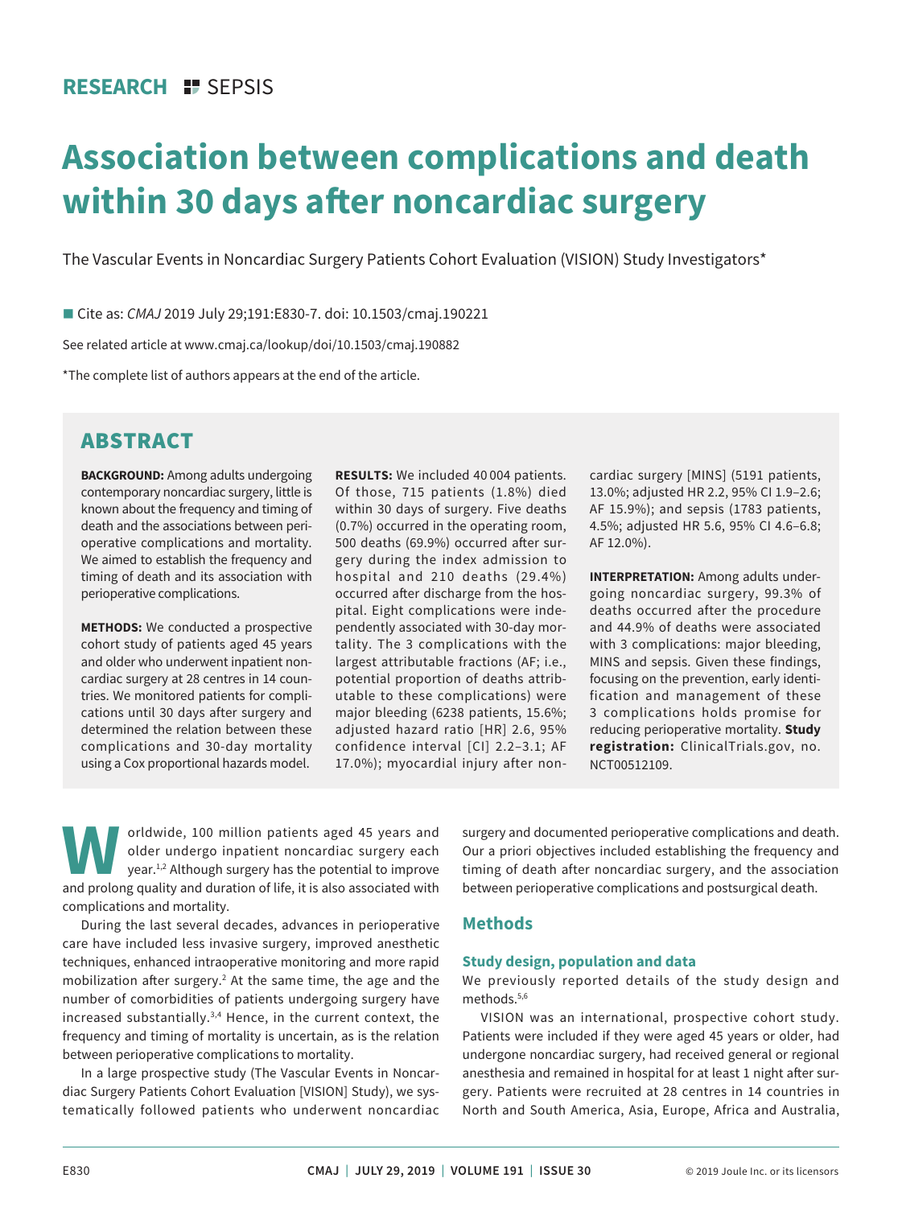RESEARCH SEPSIS

# Association between complications and death within 30 days after noncardiac surgery

The Vascular Events in Noncardiac Surgery Patients Cohort Evaluation (VISION) Study Investigators*

Cite as: *CMAJ* 2019 July 29;191:E830-7. doi: 10.1503/cmaj.190221

See related article at www.cmaj.ca/lookup/doi/10.1503/cmaj.190882

*The complete list of authors appears at the end of the article.

## ABSTRACT

**BACKGROUND:** Among adults undergoing contemporary noncardiac surgery, little is known about the frequency and timing of death and the associations between perioperative complications and mortality. We aimed to establish the frequency and timing of death and its association with perioperative complications.

**METHODS:** We conducted a prospective cohort study of patients aged 45 years and older who underwent inpatient noncardiac surgery at 28 centres in 14 countries. We monitored patients for complications until 30 days after surgery and determined the relation between these complications and 30-day mortality using a Cox proportional hazards model.

**RESULTS:** We included 40 004 patients. Of those, 715 patients (1.8%) died within 30 days of surgery. Five deaths (0.7%) occurred in the operating room, 500 deaths (69.9%) occurred after surgery during the index admission to hospital and 210 deaths (29.4%) occurred after discharge from the hospital. Eight complications were independently associated with 30-day mortality. The 3 complications with the largest attributable fractions (AF; i.e., potential proportion of deaths attributable to these complications) were major bleeding (6238 patients, 15.6%; adjusted hazard ratio [HR] 2.6, 95% confidence interval [CI] 2.2–3.1; AF 17.0%); myocardial injury after noncardiac surgery [MINS] (5191 patients, 13.0%; adjusted HR 2.2, 95% CI 1.9–2.6; AF 15.9%); and sepsis (1783 patients, 4.5%; adjusted HR 5.6, 95% CI 4.6–6.8; AF 12.0%).

**INTERPRETATION:** Among adults undergoing noncardiac surgery, 99.3% of deaths occurred after the procedure and 44.9% of deaths were associated with 3 complications: major bleeding, MINS and sepsis. Given these findings, focusing on the prevention, early identification and management of these 3 complications holds promise for reducing perioperative mortality. **Study registration:** ClinicalTrials.gov, no. NCT00512109.

Worldwide, 100 million patients aged 45 years and older undergo inpatient noncardiac surgery each year.[1,2] Although surgery has the potential to improve and prolong quality and duration of life, it is also associated with complications and mortality.

During the last several decades, advances in perioperative care have included less invasive surgery, improved anesthetic techniques, enhanced intraoperative monitoring and more rapid mobilization after surgery.[2] At the same time, the age and the number of comorbidities of patients undergoing surgery have increased substantially.[3,4] Hence, in the current context, the frequency and timing of mortality is uncertain, as is the relation between perioperative complications to mortality.

In a large prospective study (The Vascular Events in Noncardiac Surgery Patients Cohort Evaluation [VISION] Study), we systematically followed patients who underwent noncardiac surgery and documented perioperative complications and death. Our a priori objectives included establishing the frequency and timing of death after noncardiac surgery, and the association between perioperative complications and postsurgical death.

## Methods

### Study design, population and data

We previously reported details of the study design and methods.[5,6]

VISION was an international, prospective cohort study. Patients were included if they were aged 45 years or older, had undergone noncardiac surgery, had received general or regional anesthesia and remained in hospital for at least 1 night after surgery. Patients were recruited at 28 centres in 14 countries in North and South America, Asia, Europe, Africa and Australia,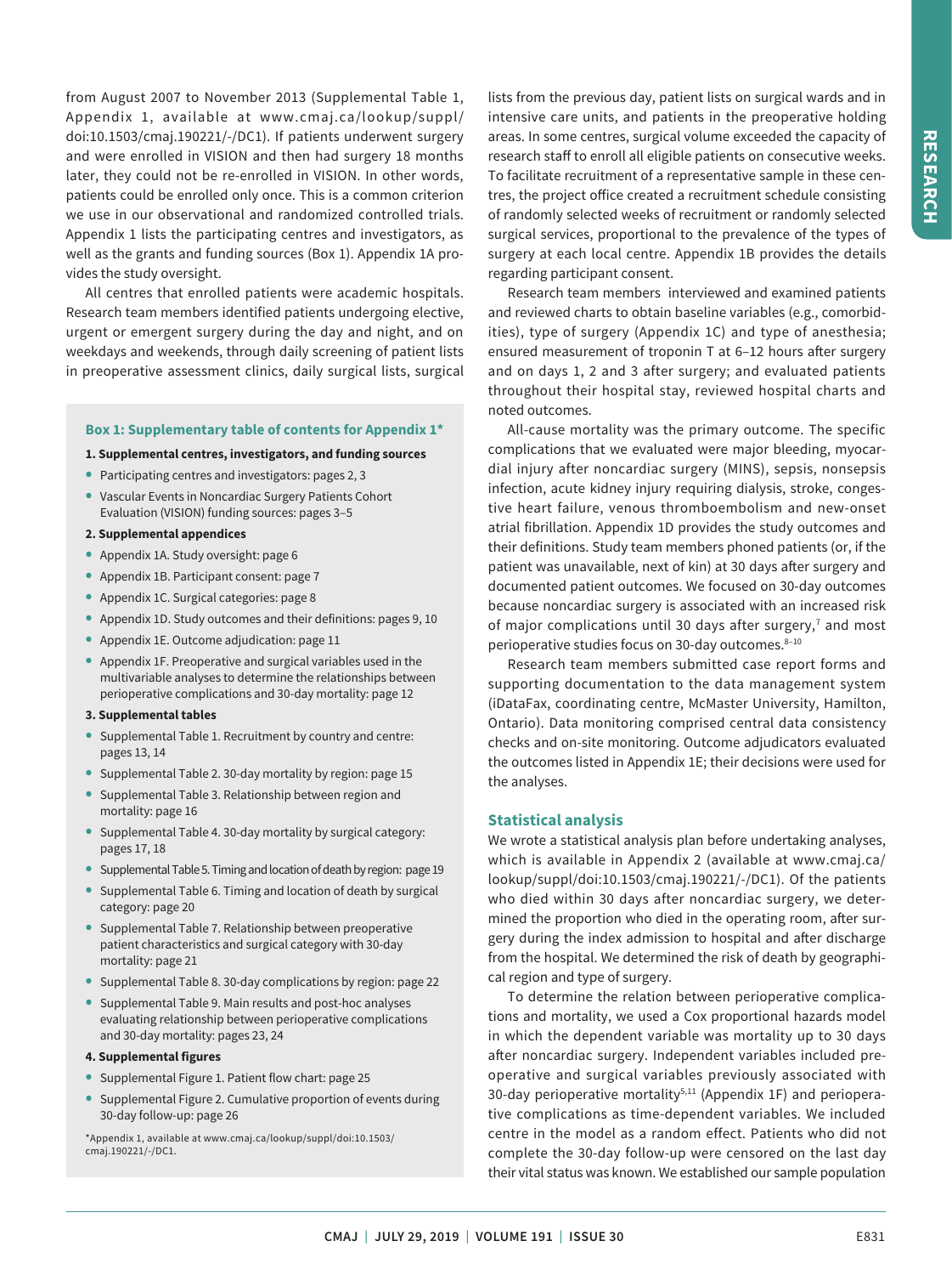from August 2007 to November 2013 (Supplemental Table 1, Appendix 1, available at www.cmaj.ca/lookup/suppl/doi:10.1503/cmaj.190221/-/DC1). If patients underwent surgery and were enrolled in VISION and then had surgery 18 months later, they could not be re-enrolled in VISION. In other words, patients could be enrolled only once. This is a common criterion we use in our observational and randomized controlled trials. Appendix 1 lists the participating centres and investigators, as well as the grants and funding sources (Box 1). Appendix 1A provides the study oversight.

All centres that enrolled patients were academic hospitals. Research team members identified patients undergoing elective, urgent or emergent surgery during the day and night, and on weekdays and weekends, through daily screening of patient lists in preoperative assessment clinics, daily surgical lists, surgical lists from the previous day, patient lists on surgical wards and in intensive care units, and patients in the preoperative holding areas. In some centres, surgical volume exceeded the capacity of research staff to enroll all eligible patients on consecutive weeks. To facilitate recruitment of a representative sample in these centres, the project office created a recruitment schedule consisting of randomly selected weeks of recruitment or randomly selected surgical services, proportional to the prevalence of the types of surgery at each local centre. Appendix 1B provides the details regarding participant consent.

Research team members interviewed and examined patients and reviewed charts to obtain baseline variables (e.g., comorbidities), type of surgery (Appendix 1C) and type of anesthesia; ensured measurement of troponin T at 6–12 hours after surgery and on days 1, 2 and 3 after surgery; and evaluated patients throughout their hospital stay, reviewed hospital charts and noted outcomes.

All-cause mortality was the primary outcome. The specific complications that we evaluated were major bleeding, myocardial injury after noncardiac surgery (MINS), sepsis, nonsepsis infection, acute kidney injury requiring dialysis, stroke, congestive heart failure, venous thromboembolism and new-onset atrial fibrillation. Appendix 1D provides the study outcomes and their definitions. Study team members phoned patients (or, if the patient was unavailable, next of kin) at 30 days after surgery and documented patient outcomes. We focused on 30-day outcomes because noncardiac surgery is associated with an increased risk of major complications until 30 days after surgery,[7] and most perioperative studies focus on 30-day outcomes.[8–10]

Research team members submitted case report forms and supporting documentation to the data management system (iDataFax, coordinating centre, McMaster University, Hamilton, Ontario). Data monitoring comprised central data consistency checks and on-site monitoring. Outcome adjudicators evaluated the outcomes listed in Appendix 1E; their decisions were used for the analyses.

> **Box 1: Supplementary table of contents for Appendix 1***
>
> **1. Supplemental centres, investigators, and funding sources**
> - Participating centres and investigators: pages 2, 3
> - Vascular Events in Noncardiac Surgery Patients Cohort Evaluation (VISION) funding sources: pages 3–5
>
> **2. Supplemental appendices**
> - Appendix 1A. Study oversight: page 6
> - Appendix 1B. Participant consent: page 7
> - Appendix 1C. Surgical categories: page 8
> - Appendix 1D. Study outcomes and their definitions: pages 9, 10
> - Appendix 1E. Outcome adjudication: page 11
> - Appendix 1F. Preoperative and surgical variables used in the multivariable analyses to determine the relationships between perioperative complications and 30-day mortality: page 12
>
> **3. Supplemental tables**
> - Supplemental Table 1. Recruitment by country and centre: pages 13, 14
> - Supplemental Table 2. 30-day mortality by region: page 15
> - Supplemental Table 3. Relationship between region and mortality: page 16
> - Supplemental Table 4. 30-day mortality by surgical category: pages 17, 18
> - Supplemental Table 5. Timing and location of death by region: page 19
> - Supplemental Table 6. Timing and location of death by surgical category: page 20
> - Supplemental Table 7. Relationship between preoperative patient characteristics and surgical category with 30-day mortality: page 21
> - Supplemental Table 8. 30-day complications by region: page 22
> - Supplemental Table 9. Main results and post-hoc analyses evaluating relationship between perioperative complications and 30-day mortality: pages 23, 24
>
> **4. Supplemental figures**
> - Supplemental Figure 1. Patient flow chart: page 25
> - Supplemental Figure 2. Cumulative proportion of events during 30-day follow-up: page 26
>
> *Appendix 1, available at www.cmaj.ca/lookup/suppl/doi:10.1503/cmaj.190221/-/DC1.

## Statistical analysis

We wrote a statistical analysis plan before undertaking analyses, which is available in Appendix 2 (available at www.cmaj.ca/lookup/suppl/doi:10.1503/cmaj.190221/-/DC1). Of the patients who died within 30 days after noncardiac surgery, we determined the proportion who died in the operating room, after surgery during the index admission to hospital and after discharge from the hospital. We determined the risk of death by geographical region and type of surgery.

To determine the relation between perioperative complications and mortality, we used a Cox proportional hazards model in which the dependent variable was mortality up to 30 days after noncardiac surgery. Independent variables included preoperative and surgical variables previously associated with 30-day perioperative mortality[5,11] (Appendix 1F) and perioperative complications as time-dependent variables. We included centre in the model as a random effect. Patients who did not complete the 30-day follow-up were censored on the last day their vital status was known. We established our sample population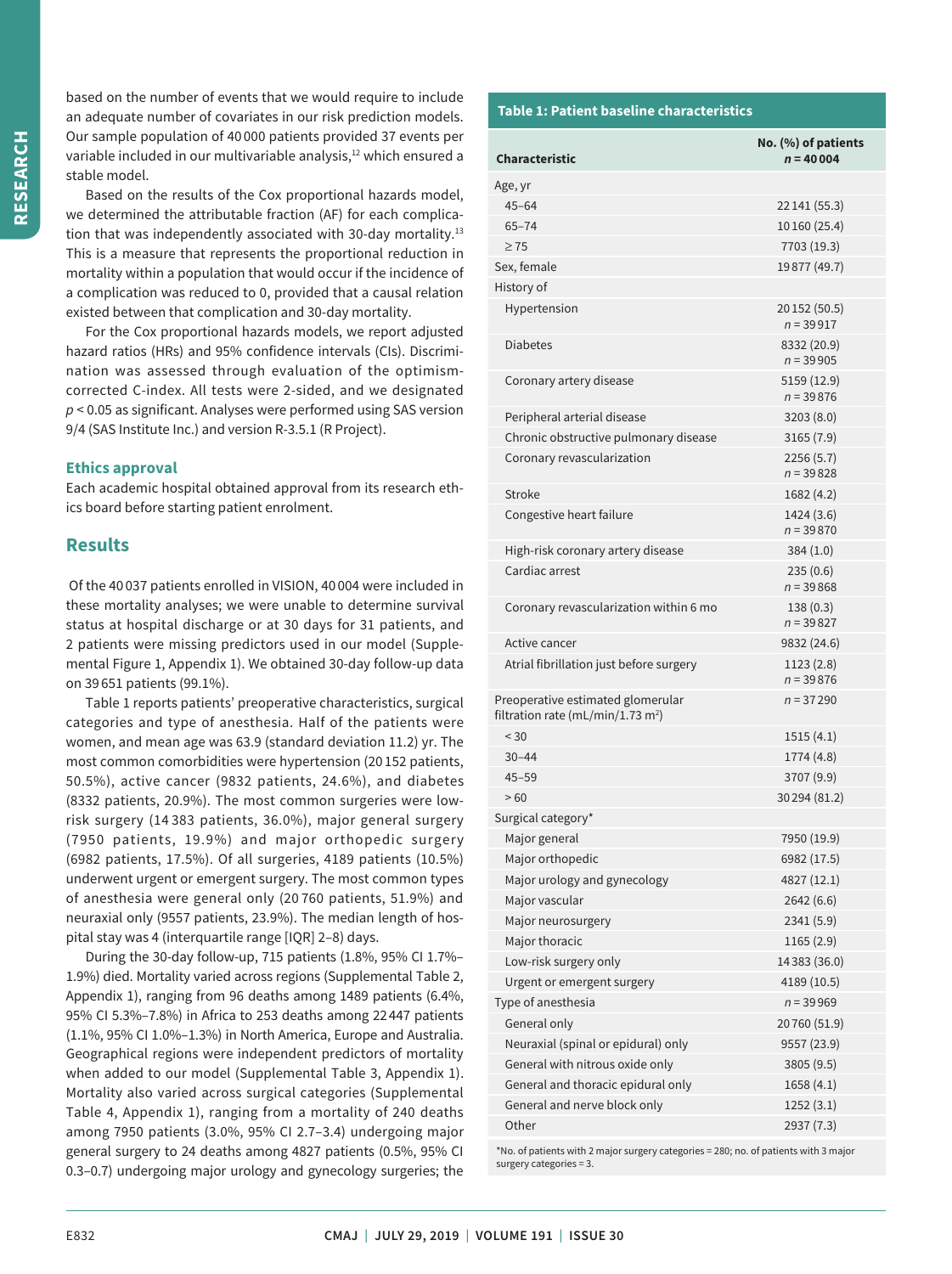based on the number of events that we would require to include an adequate number of covariates in our risk prediction models. Our sample population of 40 000 patients provided 37 events per variable included in our multivariable analysis,[12] which ensured a stable model.

Based on the results of the Cox proportional hazards model, we determined the attributable fraction (AF) for each complication that was independently associated with 30-day mortality.[13] This is a measure that represents the proportional reduction in mortality within a population that would occur if the incidence of a complication was reduced to 0, provided that a causal relation existed between that complication and 30-day mortality.

For the Cox proportional hazards models, we report adjusted hazard ratios (HRs) and 95% confidence intervals (CIs). Discrimination was assessed through evaluation of the optimism-corrected C-index. All tests were 2-sided, and we designated $p < 0.05$ as significant. Analyses were performed using SAS version 9/4 (SAS Institute Inc.) and version R-3.5.1 (R Project).

### Ethics approval

Each academic hospital obtained approval from its research ethics board before starting patient enrolment.

## Results

Of the 40 037 patients enrolled in VISION, 40 004 were included in these mortality analyses; we were unable to determine survival status at hospital discharge or at 30 days for 31 patients, and 2 patients were missing predictors used in our model (Supplemental Figure 1, Appendix 1). We obtained 30-day follow-up data on 39 651 patients (99.1%).

Table 1 reports patients' preoperative characteristics, surgical categories and type of anesthesia. Half of the patients were women, and mean age was 63.9 (standard deviation 11.2) yr. The most common comorbidities were hypertension (20 152 patients, 50.5%), active cancer (9832 patients, 24.6%), and diabetes (8332 patients, 20.9%). The most common surgeries were low-risk surgery (14 383 patients, 36.0%), major general surgery (7950 patients, 19.9%) and major orthopedic surgery (6982 patients, 17.5%). Of all surgeries, 4189 patients (10.5%) underwent urgent or emergent surgery. The most common types of anesthesia were general only (20 760 patients, 51.9%) and neuraxial only (9557 patients, 23.9%). The median length of hospital stay was 4 (interquartile range [IQR] 2–8) days.

During the 30-day follow-up, 715 patients (1.8%, 95% CI 1.7%–1.9%) died. Mortality varied across regions (Supplemental Table 2, Appendix 1), ranging from 96 deaths among 1489 patients (6.4%, 95% CI 5.3%–7.8%) in Africa to 253 deaths among 22 447 patients (1.1%, 95% CI 1.0%–1.3%) in North America, Europe and Australia. Geographical regions were independent predictors of mortality when added to our model (Supplemental Table 3, Appendix 1). Mortality also varied across surgical categories (Supplemental Table 4, Appendix 1), ranging from a mortality of 240 deaths among 7950 patients (3.0%, 95% CI 2.7–3.4) undergoing major general surgery to 24 deaths among 4827 patients (0.5%, 95% CI 0.3–0.7) undergoing major urology and gynecology surgeries; the

**Table 1: Patient baseline characteristics**

| Characteristic | No. (%) of patients $n = 40\,004$ |
|---|---|
| Age, yr | |
| 45–64 | 22 141 (55.3) |
| 65–74 | 10 160 (25.4) |
| ≥ 75 | 7703 (19.3) |
| Sex, female | 19 877 (49.7) |
| History of | |
| Hypertension | 20 152 (50.5) $n = 39\,917$ |
| Diabetes | 8332 (20.9) $n = 39\,905$ |
| Coronary artery disease | 5159 (12.9) $n = 39\,876$ |
| Peripheral arterial disease | 3203 (8.0) |
| Chronic obstructive pulmonary disease | 3165 (7.9) |
| Coronary revascularization | 2256 (5.7) $n = 39\,828$ |
| Stroke | 1682 (4.2) |
| Congestive heart failure | 1424 (3.6) $n = 39\,870$ |
| High-risk coronary artery disease | 384 (1.0) |
| Cardiac arrest | 235 (0.6) $n = 39\,868$ |
| Coronary revascularization within 6 mo | 138 (0.3) $n = 39\,827$ |
| Active cancer | 9832 (24.6) |
| Atrial fibrillation just before surgery | 1123 (2.8) $n = 39\,876$ |
| Preoperative estimated glomerular filtration rate (mL/min/1.73 m$^2$) | $n = 37\,290$ |
| < 30 | 1515 (4.1) |
| 30–44 | 1774 (4.8) |
| 45–59 | 3707 (9.9) |
| > 60 | 30 294 (81.2) |
| Surgical category* | |
| Major general | 7950 (19.9) |
| Major orthopedic | 6982 (17.5) |
| Major urology and gynecology | 4827 (12.1) |
| Major vascular | 2642 (6.6) |
| Major neurosurgery | 2341 (5.9) |
| Major thoracic | 1165 (2.9) |
| Low-risk surgery only | 14 383 (36.0) |
| Urgent or emergent surgery | 4189 (10.5) |
| Type of anesthesia | $n = 39\,969$ |
| General only | 20 760 (51.9) |
| Neuraxial (spinal or epidural) only | 9557 (23.9) |
| General with nitrous oxide only | 3805 (9.5) |
| General and thoracic epidural only | 1658 (4.1) |
| General and nerve block only | 1252 (3.1) |
| Other | 2937 (7.3) |

*No. of patients with 2 major surgery categories = 280; no. of patients with 3 major surgery categories = 3.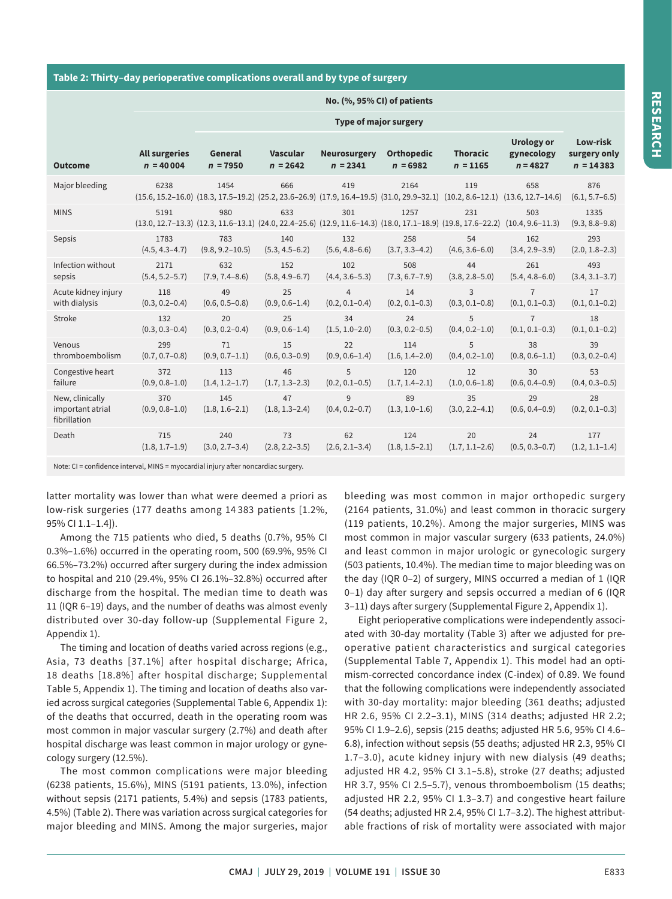**Table 2: Thirty-day perioperative complications overall and by type of surgery**

| | No. (%, 95% CI) of patients | | | | | | | |
|---|---|---|---|---|---|---|---|---|
| | | Type of major surgery | | | | | | |
| **Outcome** | **All surgeries** $n$ = 40 004 | **General** $n$ = 7950 | **Vascular** $n$ = 2642 | **Neurosurgery** $n$ = 2341 | **Orthopedic** $n$ = 6982 | **Thoracic** $n$ = 1165 | **Urology or gynecology** $n$ = 4827 | **Low-risk surgery only** $n$ = 14 383 |
| Major bleeding | 6238 (15.6, 15.2–16.0) | 1454 (18.3, 17.5–19.2) | 666 (25.2, 23.6–26.9) | 419 (17.9, 16.4–19.5) | 2164 (31.0, 29.9–32.1) | 119 (10.2, 8.6–12.1) | 658 (13.6, 12.7–14.6) | 876 (6.1, 5.7–6.5) |
| MINS | 5191 (13.0, 12.7–13.3) | 980 (12.3, 11.6–13.1) | 633 (24.0, 22.4–25.6) | 301 (12.9, 11.6–14.3) | 1257 (18.0, 17.1–18.9) | 231 (19.8, 17.6–22.2) | 503 (10.4, 9.6–11.3) | 1335 (9.3, 8.8–9.8) |
| Sepsis | 1783 (4.5, 4.3–4.7) | 783 (9.8, 9.2–10.5) | 140 (5.3, 4.5–6.2) | 132 (5.6, 4.8–6.6) | 258 (3.7, 3.3–4.2) | 54 (4.6, 3.6–6.0) | 162 (3.4, 2.9–3.9) | 293 (2.0, 1.8–2.3) |
| Infection without sepsis | 2171 (5.4, 5.2–5.7) | 632 (7.9, 7.4–8.6) | 152 (5.8, 4.9–6.7) | 102 (4.4, 3.6–5.3) | 508 (7.3, 6.7–7.9) | 44 (3.8, 2.8–5.0) | 261 (5.4, 4.8–6.0) | 493 (3.4, 3.1–3.7) |
| Acute kidney injury with dialysis | 118 (0.3, 0.2–0.4) | 49 (0.6, 0.5–0.8) | 25 (0.9, 0.6–1.4) | 4 (0.2, 0.1–0.4) | 14 (0.2, 0.1–0.3) | 3 (0.3, 0.1–0.8) | 7 (0.1, 0.1–0.3) | 17 (0.1, 0.1–0.2) |
| Stroke | 132 (0.3, 0.3–0.4) | 20 (0.3, 0.2–0.4) | 25 (0.9, 0.6–1.4) | 34 (1.5, 1.0–2.0) | 24 (0.3, 0.2–0.5) | 5 (0.4, 0.2–1.0) | 7 (0.1, 0.1–0.3) | 18 (0.1, 0.1–0.2) |
| Venous thromboembolism | 299 (0.7, 0.7–0.8) | 71 (0.9, 0.7–1.1) | 15 (0.6, 0.3–0.9) | 22 (0.9, 0.6–1.4) | 114 (1.6, 1.4–2.0) | 5 (0.4, 0.2–1.0) | 38 (0.8, 0.6–1.1) | 39 (0.3, 0.2–0.4) |
| Congestive heart failure | 372 (0.9, 0.8–1.0) | 113 (1.4, 1.2–1.7) | 46 (1.7, 1.3–2.3) | 5 (0.2, 0.1–0.5) | 120 (1.7, 1.4–2.1) | 12 (1.0, 0.6–1.8) | 30 (0.6, 0.4–0.9) | 53 (0.4, 0.3–0.5) |
| New, clinically important atrial fibrillation | 370 (0.9, 0.8–1.0) | 145 (1.8, 1.6–2.1) | 47 (1.8, 1.3–2.4) | 9 (0.4, 0.2–0.7) | 89 (1.3, 1.0–1.6) | 35 (3.0, 2.2–4.1) | 29 (0.6, 0.4–0.9) | 28 (0.2, 0.1–0.3) |
| Death | 715 (1.8, 1.7–1.9) | 240 (3.0, 2.7–3.4) | 73 (2.8, 2.2–3.5) | 62 (2.6, 2.1–3.4) | 124 (1.8, 1.5–2.1) | 20 (1.7, 1.1–2.6) | 24 (0.5, 0.3–0.7) | 177 (1.2, 1.1–1.4) |

Note: CI = confidence interval, MINS = myocardial injury after noncardiac surgery.

latter mortality was lower than what were deemed a priori as low-risk surgeries (177 deaths among 14 383 patients [1.2%, 95% CI 1.1–1.4]).

Among the 715 patients who died, 5 deaths (0.7%, 95% CI 0.3%–1.6%) occurred in the operating room, 500 (69.9%, 95% CI 66.5%–73.2%) occurred after surgery during the index admission to hospital and 210 (29.4%, 95% CI 26.1%–32.8%) occurred after discharge from the hospital. The median time to death was 11 (IQR 6–19) days, and the number of deaths was almost evenly distributed over 30-day follow-up (Supplemental Figure 2, Appendix 1).

The timing and location of deaths varied across regions (e.g., Asia, 73 deaths [37.1%] after hospital discharge; Africa, 18 deaths [18.8%] after hospital discharge; Supplemental Table 5, Appendix 1). The timing and location of deaths also varied across surgical categories (Supplemental Table 6, Appendix 1): of the deaths that occurred, death in the operating room was most common in major vascular surgery (2.7%) and death after hospital discharge was least common in major urology or gynecology surgery (12.5%).

The most common complications were major bleeding (6238 patients, 15.6%), MINS (5191 patients, 13.0%), infection without sepsis (2171 patients, 5.4%) and sepsis (1783 patients, 4.5%) (Table 2). There was variation across surgical categories for major bleeding and MINS. Among the major surgeries, major bleeding was most common in major orthopedic surgery (2164 patients, 31.0%) and least common in thoracic surgery (119 patients, 10.2%). Among the major surgeries, MINS was most common in major vascular surgery (633 patients, 24.0%) and least common in major urologic or gynecologic surgery (503 patients, 10.4%). The median time to major bleeding was on the day (IQR 0–2) of surgery, MINS occurred a median of 1 (IQR 0–1) day after surgery and sepsis occurred a median of 6 (IQR 3–11) days after surgery (Supplemental Figure 2, Appendix 1).

Eight perioperative complications were independently associated with 30-day mortality (Table 3) after we adjusted for preoperative patient characteristics and surgical categories (Supplemental Table 7, Appendix 1). This model had an optimism-corrected concordance index (C-index) of 0.89. We found that the following complications were independently associated with 30-day mortality: major bleeding (361 deaths; adjusted HR 2.6, 95% CI 2.2–3.1), MINS (314 deaths; adjusted HR 2.2; 95% CI 1.9–2.6), sepsis (215 deaths; adjusted HR 5.6, 95% CI 4.6–6.8), infection without sepsis (55 deaths; adjusted HR 2.3, 95% CI 1.7–3.0), acute kidney injury with new dialysis (49 deaths; adjusted HR 4.2, 95% CI 3.1–5.8), stroke (27 deaths; adjusted HR 3.7, 95% CI 2.5–5.7), venous thromboembolism (15 deaths; adjusted HR 2.2, 95% CI 1.3–3.7) and congestive heart failure (54 deaths; adjusted HR 2.4, 95% CI 1.7–3.2). The highest attributable fractions of risk of mortality were associated with major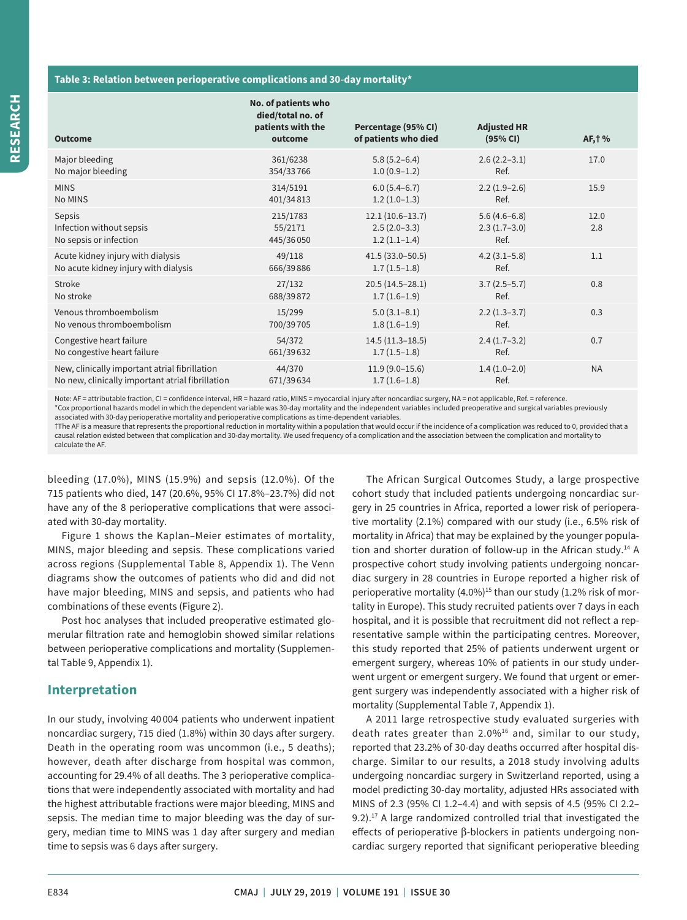**Table 3: Relation between perioperative complications and 30-day mortality***

| Outcome | No. of patients who died/total no. of patients with the outcome | Percentage (95% CI) of patients who died | Adjusted HR (95% CI) | AF,† % |
|---|---|---|---|---|
| Major bleeding | 361/6238 | 5.8 (5.2–6.4) | 2.6 (2.2–3.1) | 17.0 |
| No major bleeding | 354/33 766 | 1.0 (0.9–1.2) | Ref. | |
| MINS | 314/5191 | 6.0 (5.4–6.7) | 2.2 (1.9–2.6) | 15.9 |
| No MINS | 401/34 813 | 1.2 (1.0–1.3) | Ref. | |
| Sepsis | 215/1783 | 12.1 (10.6–13.7) | 5.6 (4.6–6.8) | 12.0 |
| Infection without sepsis | 55/2171 | 2.5 (2.0–3.3) | 2.3 (1.7–3.0) | 2.8 |
| No sepsis or infection | 445/36 050 | 1.2 (1.1–1.4) | Ref. | |
| Acute kidney injury with dialysis | 49/118 | 41.5 (33.0–50.5) | 4.2 (3.1–5.8) | 1.1 |
| No acute kidney injury with dialysis | 666/39 886 | 1.7 (1.5–1.8) | Ref. | |
| Stroke | 27/132 | 20.5 (14.5–28.1) | 3.7 (2.5–5.7) | 0.8 |
| No stroke | 688/39 872 | 1.7 (1.6–1.9) | Ref. | |
| Venous thromboembolism | 15/299 | 5.0 (3.1–8.1) | 2.2 (1.3–3.7) | 0.3 |
| No venous thromboembolism | 700/39 705 | 1.8 (1.6–1.9) | Ref. | |
| Congestive heart failure | 54/372 | 14.5 (11.3–18.5) | 2.4 (1.7–3.2) | 0.7 |
| No congestive heart failure | 661/39 632 | 1.7 (1.5–1.8) | Ref. | |
| New, clinically important atrial fibrillation | 44/370 | 11.9 (9.0–15.6) | 1.4 (1.0–2.0) | NA |
| No new, clinically important atrial fibrillation | 671/39 634 | 1.7 (1.6–1.8) | Ref. | |

Note: AF = attributable fraction, CI = confidence interval, HR = hazard ratio, MINS = myocardial injury after noncardiac surgery, NA = not applicable, Ref. = reference.
*Cox proportional hazards model in which the dependent variable was 30-day mortality and the independent variables included preoperative and surgical variables previously associated with 30-day perioperative mortality and perioperative complications as time-dependent variables.
†The AF is a measure that represents the proportional reduction in mortality within a population that would occur if the incidence of a complication was reduced to 0, provided that a causal relation existed between that complication and 30-day mortality. We used frequency of a complication and the association between the complication and mortality to calculate the AF.

bleeding (17.0%), MINS (15.9%) and sepsis (12.0%). Of the 715 patients who died, 147 (20.6%, 95% CI 17.8%–23.7%) did not have any of the 8 perioperative complications that were associated with 30-day mortality.

Figure 1 shows the Kaplan–Meier estimates of mortality, MINS, major bleeding and sepsis. These complications varied across regions (Supplemental Table 8, Appendix 1). The Venn diagrams show the outcomes of patients who did and did not have major bleeding, MINS and sepsis, and patients who had combinations of these events (Figure 2).

Post hoc analyses that included preoperative estimated glomerular filtration rate and hemoglobin showed similar relations between perioperative complications and mortality (Supplemental Table 9, Appendix 1).

## Interpretation

In our study, involving 40 004 patients who underwent inpatient noncardiac surgery, 715 died (1.8%) within 30 days after surgery. Death in the operating room was uncommon (i.e., 5 deaths); however, death after discharge from hospital was common, accounting for 29.4% of all deaths. The 3 perioperative complications that were independently associated with mortality and had the highest attributable fractions were major bleeding, MINS and sepsis. The median time to major bleeding was the day of surgery, median time to MINS was 1 day after surgery and median time to sepsis was 6 days after surgery.

The African Surgical Outcomes Study, a large prospective cohort study that included patients undergoing noncardiac surgery in 25 countries in Africa, reported a lower risk of perioperative mortality (2.1%) compared with our study (i.e., 6.5% risk of mortality in Africa) that may be explained by the younger population and shorter duration of follow-up in the African study.[14] A prospective cohort study involving patients undergoing noncardiac surgery in 28 countries in Europe reported a higher risk of perioperative mortality (4.0%)[15] than our study (1.2% risk of mortality in Europe). This study recruited patients over 7 days in each hospital, and it is possible that recruitment did not reflect a representative sample within the participating centres. Moreover, this study reported that 25% of patients underwent urgent or emergent surgery, whereas 10% of patients in our study underwent urgent or emergent surgery. We found that urgent or emergent surgery was independently associated with a higher risk of mortality (Supplemental Table 7, Appendix 1).

A 2011 large retrospective study evaluated surgeries with death rates greater than 2.0%[16] and, similar to our study, reported that 23.2% of 30-day deaths occurred after hospital discharge. Similar to our results, a 2018 study involving adults undergoing noncardiac surgery in Switzerland reported, using a model predicting 30-day mortality, adjusted HRs associated with MINS of 2.3 (95% CI 1.2–4.4) and with sepsis of 4.5 (95% CI 2.2–9.2).[17] A large randomized controlled trial that investigated the effects of perioperative β-blockers in patients undergoing noncardiac surgery reported that significant perioperative bleeding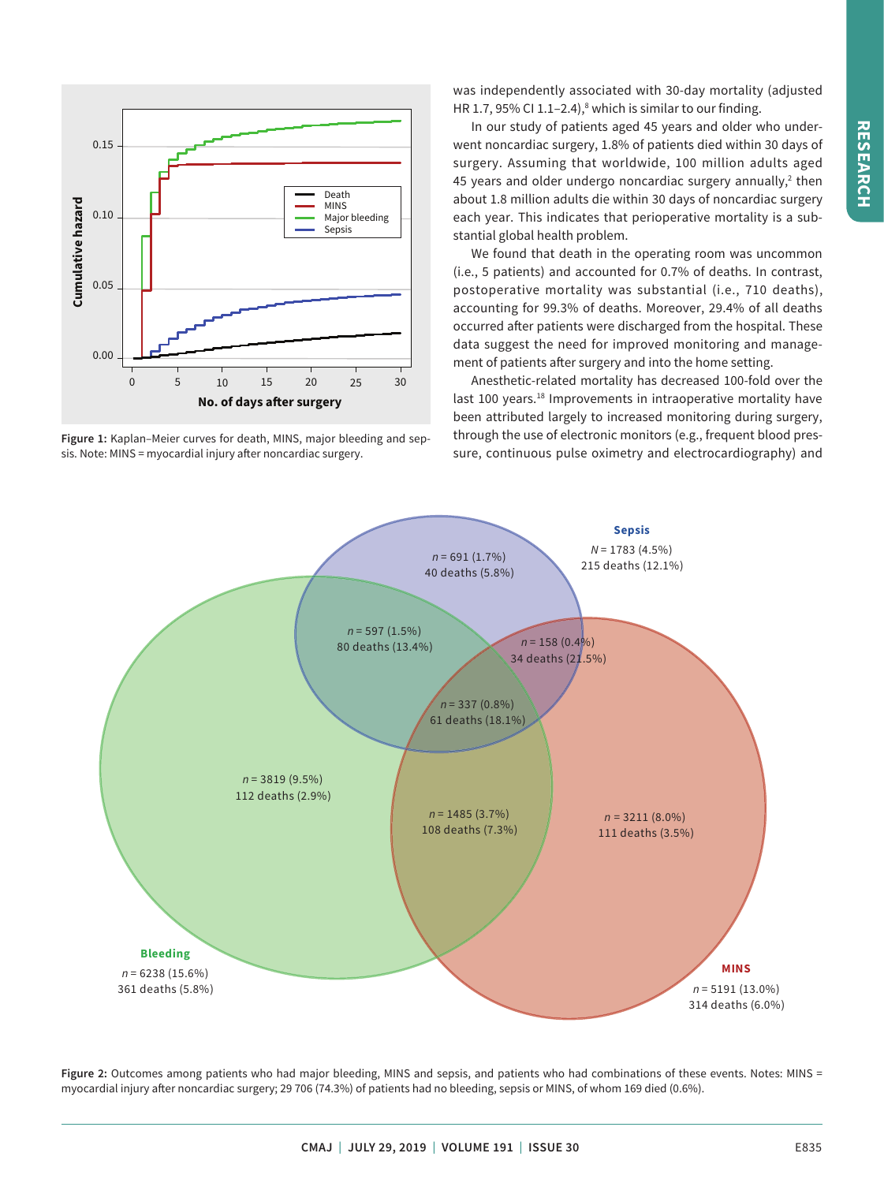Figure 1: Kaplan–Meier curves for death, MINS, major bleeding and sepsis. Note: MINS = myocardial injury after noncardiac surgery.

was independently associated with 30-day mortality (adjusted HR 1.7, 95% CI 1.1–2.4),[8] which is similar to our finding.

In our study of patients aged 45 years and older who underwent noncardiac surgery, 1.8% of patients died within 30 days of surgery. Assuming that worldwide, 100 million adults aged 45 years and older undergo noncardiac surgery annually,[2] then about 1.8 million adults die within 30 days of noncardiac surgery each year. This indicates that perioperative mortality is a substantial global health problem.

We found that death in the operating room was uncommon (i.e., 5 patients) and accounted for 0.7% of deaths. In contrast, postoperative mortality was substantial (i.e., 710 deaths), accounting for 99.3% of deaths. Moreover, 29.4% of all deaths occurred after patients were discharged from the hospital. These data suggest the need for improved monitoring and management of patients after surgery and into the home setting.

Anesthetic-related mortality has decreased 100-fold over the last 100 years.[18] Improvements in intraoperative mortality have been attributed largely to increased monitoring during surgery, through the use of electronic monitors (e.g., frequent blood pressure, continuous pulse oximetry and electrocardiography) and

Figure 2: Outcomes among patients who had major bleeding, MINS and sepsis, and patients who had combinations of these events. Notes: MINS = myocardial injury after noncardiac surgery; 29 706 (74.3%) of patients had no bleeding, sepsis or MINS, of whom 169 died (0.6%).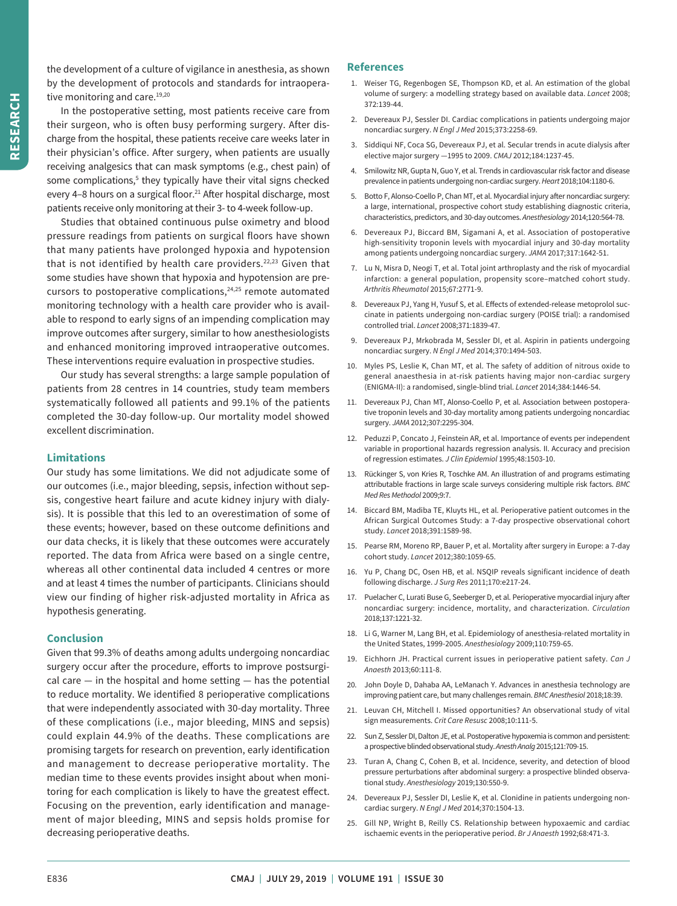the development of a culture of vigilance in anesthesia, as shown by the development of protocols and standards for intraoperative monitoring and care.[19,20]

In the postoperative setting, most patients receive care from their surgeon, who is often busy performing surgery. After discharge from the hospital, these patients receive care weeks later in their physician's office. After surgery, when patients are usually receiving analgesics that can mask symptoms (e.g., chest pain) of some complications,[5] they typically have their vital signs checked every 4–8 hours on a surgical floor.[21] After hospital discharge, most patients receive only monitoring at their 3- to 4-week follow-up.

Studies that obtained continuous pulse oximetry and blood pressure readings from patients on surgical floors have shown that many patients have prolonged hypoxia and hypotension that is not identified by health care providers.[22,23] Given that some studies have shown that hypoxia and hypotension are precursors to postoperative complications,[24,25] remote automated monitoring technology with a health care provider who is available to respond to early signs of an impending complication may improve outcomes after surgery, similar to how anesthesiologists and enhanced monitoring improved intraoperative outcomes. These interventions require evaluation in prospective studies.

Our study has several strengths: a large sample population of patients from 28 centres in 14 countries, study team members systematically followed all patients and 99.1% of the patients completed the 30-day follow-up. Our mortality model showed excellent discrimination.

## Limitations

Our study has some limitations. We did not adjudicate some of our outcomes (i.e., major bleeding, sepsis, infection without sepsis, congestive heart failure and acute kidney injury with dialysis). It is possible that this led to an overestimation of some of these events; however, based on these outcome definitions and our data checks, it is likely that these outcomes were accurately reported. The data from Africa were based on a single centre, whereas all other continental data included 4 centres or more and at least 4 times the number of participants. Clinicians should view our finding of higher risk-adjusted mortality in Africa as hypothesis generating.

## Conclusion

Given that 99.3% of deaths among adults undergoing noncardiac surgery occur after the procedure, efforts to improve postsurgical care — in the hospital and home setting — has the potential to reduce mortality. We identified 8 perioperative complications that were independently associated with 30-day mortality. Three of these complications (i.e., major bleeding, MINS and sepsis) could explain 44.9% of the deaths. These complications are promising targets for research on prevention, early identification and management to decrease perioperative mortality. The median time to these events provides insight about when monitoring for each complication is likely to have the greatest effect. Focusing on the prevention, early identification and management of major bleeding, MINS and sepsis holds promise for decreasing perioperative deaths.

## References

1. Weiser TG, Regenbogen SE, Thompson KD, et al. An estimation of the global volume of surgery: a modelling strategy based on available data. *Lancet* 2008;372:139-44.
2. Devereaux PJ, Sessler DI. Cardiac complications in patients undergoing major noncardiac surgery. *N Engl J Med* 2015;373:2258-69.
3. Siddiqui NF, Coca SG, Devereaux PJ, et al. Secular trends in acute dialysis after elective major surgery —1995 to 2009. *CMAJ* 2012;184:1237-45.
4. Smilowitz NR, Gupta N, Guo Y, et al. Trends in cardiovascular risk factor and disease prevalence in patients undergoing non-cardiac surgery. *Heart* 2018;104:1180-6.
5. Botto F, Alonso-Coello P, Chan MT, et al. Myocardial injury after noncardiac surgery: a large, international, prospective cohort study establishing diagnostic criteria, characteristics, predictors, and 30-day outcomes. *Anesthesiology* 2014;120:564-78.
6. Devereaux PJ, Biccard BM, Sigamani A, et al. Association of postoperative high-sensitivity troponin levels with myocardial injury and 30-day mortality among patients undergoing noncardiac surgery. *JAMA* 2017;317:1642-51.
7. Lu N, Misra D, Neogi T, et al. Total joint arthroplasty and the risk of myocardial infarction: a general population, propensity score–matched cohort study. *Arthritis Rheumatol* 2015;67:2771-9.
8. Devereaux PJ, Yang H, Yusuf S, et al. Effects of extended-release metoprolol succinate in patients undergoing non-cardiac surgery (POISE trial): a randomised controlled trial. *Lancet* 2008;371:1839-47.
9. Devereaux PJ, Mrkobrada M, Sessler DI, et al. Aspirin in patients undergoing noncardiac surgery. *N Engl J Med* 2014;370:1494-503.
10. Myles PS, Leslie K, Chan MT, et al. The safety of addition of nitrous oxide to general anaesthesia in at-risk patients having major non-cardiac surgery (ENIGMA-II): a randomised, single-blind trial. *Lancet* 2014;384:1446-54.
11. Devereaux PJ, Chan MT, Alonso-Coello P, et al. Association between postoperative troponin levels and 30-day mortality among patients undergoing noncardiac surgery. *JAMA* 2012;307:2295-304.
12. Peduzzi P, Concato J, Feinstein AR, et al. Importance of events per independent variable in proportional hazards regression analysis. II. Accuracy and precision of regression estimates. *J Clin Epidemiol* 1995;48:1503-10.
13. Rückinger S, von Kries R, Toschke AM. An illustration of and programs estimating attributable fractions in large scale surveys considering multiple risk factors. *BMC Med Res Methodol* 2009;9:7.
14. Biccard BM, Madiba TE, Kluyts HL, et al. Perioperative patient outcomes in the African Surgical Outcomes Study: a 7-day prospective observational cohort study. *Lancet* 2018;391:1589-98.
15. Pearse RM, Moreno RP, Bauer P, et al. Mortality after surgery in Europe: a 7-day cohort study. *Lancet* 2012;380:1059-65.
16. Yu P, Chang DC, Osen HB, et al. NSQIP reveals significant incidence of death following discharge. *J Surg Res* 2011;170:e217-24.
17. Puelacher C, Lurati Buse G, Seeberger D, et al. Perioperative myocardial injury after noncardiac surgery: incidence, mortality, and characterization. *Circulation* 2018;137:1221-32.
18. Li G, Warner M, Lang BH, et al. Epidemiology of anesthesia-related mortality in the United States, 1999-2005. *Anesthesiology* 2009;110:759-65.
19. Eichhorn JH. Practical current issues in perioperative patient safety. *Can J Anaesth* 2013;60:111-8.
20. John Doyle D, Dahaba AA, LeManach Y. Advances in anesthesia technology are improving patient care, but many challenges remain. *BMC Anesthesiol* 2018;18:39.
21. Leuvan CH, Mitchell I. Missed opportunities? An observational study of vital sign measurements. *Crit Care Resusc* 2008;10:111-5.
22. Sun Z, Sessler DI, Dalton JE, et al. Postoperative hypoxemia is common and persistent: a prospective blinded observational study. *Anesth Analg* 2015;121:709-15.
23. Turan A, Chang C, Cohen B, et al. Incidence, severity, and detection of blood pressure perturbations after abdominal surgery: a prospective blinded observational study. *Anesthesiology* 2019;130:550-9.
24. Devereaux PJ, Sessler DI, Leslie K, et al. Clonidine in patients undergoing noncardiac surgery. *N Engl J Med* 2014;370:1504-13.
25. Gill NP, Wright B, Reilly CS. Relationship between hypoxaemic and cardiac ischaemic events in the perioperative period. *Br J Anaesth* 1992;68:471-3.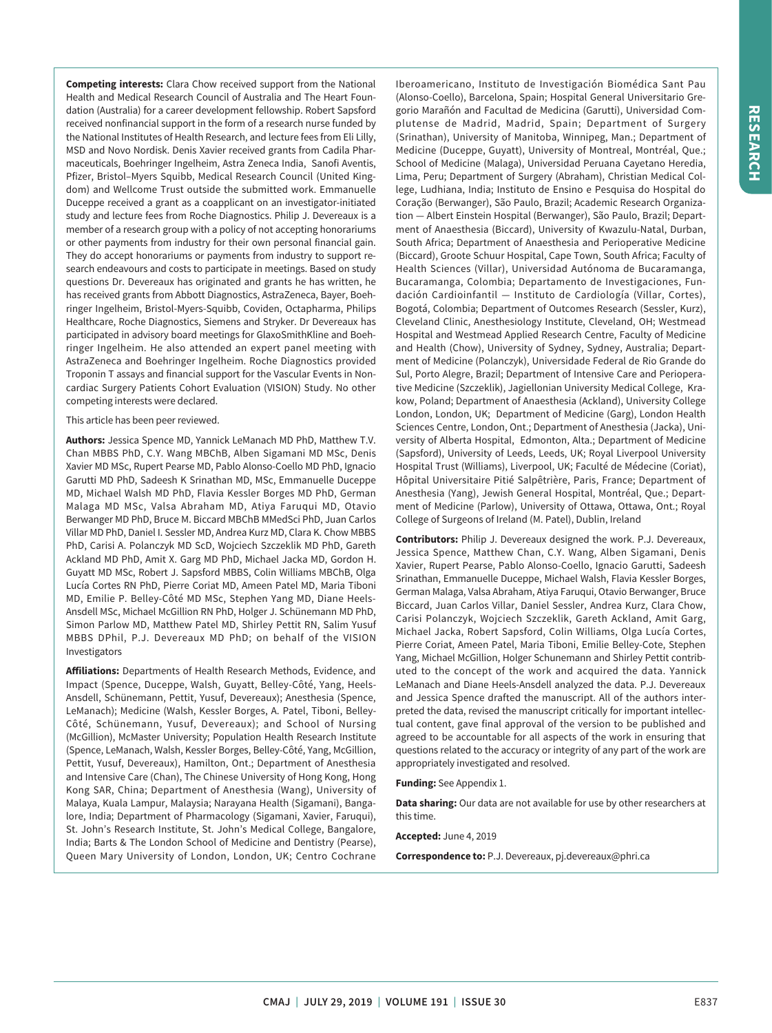**Competing interests:** Clara Chow received support from the National Health and Medical Research Council of Australia and The Heart Foundation (Australia) for a career development fellowship. Robert Sapsford received nonfinancial support in the form of a research nurse funded by the National Institutes of Health Research, and lecture fees from Eli Lilly, MSD and Novo Nordisk. Denis Xavier received grants from Cadila Pharmaceuticals, Boehringer Ingelheim, Astra Zeneca India, Sanofi Aventis, Pfizer, Bristol–Myers Squibb, Medical Research Council (United Kingdom) and Wellcome Trust outside the submitted work. Emmanuelle Duceppe received a grant as a coapplicant on an investigator-initiated study and lecture fees from Roche Diagnostics. Philip J. Devereaux is a member of a research group with a policy of not accepting honorariums or other payments from industry for their own personal financial gain. They do accept honorariums or payments from industry to support research endeavours and costs to participate in meetings. Based on study questions Dr. Devereaux has originated and grants he has written, he has received grants from Abbott Diagnostics, AstraZeneca, Bayer, Boehringer Ingelheim, Bristol-Myers-Squibb, Coviden, Octapharma, Philips Healthcare, Roche Diagnostics, Siemens and Stryker. Dr Devereaux has participated in advisory board meetings for GlaxoSmithKline and Boehringer Ingelheim. He also attended an expert panel meeting with AstraZeneca and Boehringer Ingelheim. Roche Diagnostics provided Troponin T assays and financial support for the Vascular Events in Noncardiac Surgery Patients Cohort Evaluation (VISION) Study. No other competing interests were declared.

This article has been peer reviewed.

**Authors:** Jessica Spence MD, Yannick LeManach MD PhD, Matthew T.V. Chan MBBS PhD, C.Y. Wang MBChB, Alben Sigamani MD MSc, Denis Xavier MD MSc, Rupert Pearse MD, Pablo Alonso-Coello MD PhD, Ignacio Garutti MD PhD, Sadeesh K Srinathan MD, MSc, Emmanuelle Duceppe MD, Michael Walsh MD PhD, Flavia Kessler Borges MD PhD, German Malaga MD MSc, Valsa Abraham MD, Atiya Faruqui MD, Otavio Berwanger MD PhD, Bruce M. Biccard MBChB MMedSci PhD, Juan Carlos Villar MD PhD, Daniel I. Sessler MD, Andrea Kurz MD, Clara K. Chow MBBS PhD, Carisi A. Polanczyk MD ScD, Wojciech Szczeklik MD PhD, Gareth Ackland MD PhD, Amit X. Garg MD PhD, Michael Jacka MD, Gordon H. Guyatt MD MSc, Robert J. Sapsford MBBS, Colin Williams MBChB, Olga Lucía Cortes RN PhD, Pierre Coriat MD, Ameen Patel MD, Maria Tiboni MD, Emilie P. Belley-Côté MD MSc, Stephen Yang MD, Diane Heels-Ansdell MSc, Michael McGillion RN PhD, Holger J. Schünemann MD PhD, Simon Parlow MD, Matthew Patel MD, Shirley Pettit RN, Salim Yusuf MBBS DPhil, P.J. Devereaux MD PhD; on behalf of the VISION Investigators

**Affiliations:** Departments of Health Research Methods, Evidence, and Impact (Spence, Duceppe, Walsh, Guyatt, Belley-Côté, Yang, Heels-Ansdell, Schünemann, Pettit, Yusuf, Devereaux); Anesthesia (Spence, LeManach); Medicine (Walsh, Kessler Borges, A. Patel, Tiboni, Belley-Côté, Schünemann, Yusuf, Devereaux); and School of Nursing (McGillion), McMaster University; Population Health Research Institute (Spence, LeManach, Walsh, Kessler Borges, Belley-Côté, Yang, McGillion, Pettit, Yusuf, Devereaux), Hamilton, Ont.; Department of Anesthesia and Intensive Care (Chan), The Chinese University of Hong Kong, Hong Kong SAR, China; Department of Anesthesia (Wang), University of Malaya, Kuala Lampur, Malaysia; Narayana Health (Sigamani), Bangalore, India; Department of Pharmacology (Sigamani, Xavier, Faruqui), St. John's Research Institute, St. John's Medical College, Bangalore, India; Barts & The London School of Medicine and Dentistry (Pearse), Queen Mary University of London, London, UK; Centro Cochrane Iberoamericano, Instituto de Investigación Biomédica Sant Pau (Alonso-Coello), Barcelona, Spain; Hospital General Universitario Gregorio Marañón and Facultad de Medicina (Garutti), Universidad Complutense de Madrid, Madrid, Spain; Department of Surgery (Srinathan), University of Manitoba, Winnipeg, Man.; Department of Medicine (Duceppe, Guyatt), University of Montreal, Montréal, Que.; School of Medicine (Malaga), Universidad Peruana Cayetano Heredia, Lima, Peru; Department of Surgery (Abraham), Christian Medical College, Ludhiana, India; Instituto de Ensino e Pesquisa do Hospital do Coração (Berwanger), São Paulo, Brazil; Academic Research Organization — Albert Einstein Hospital (Berwanger), São Paulo, Brazil; Department of Anaesthesia (Biccard), University of Kwazulu-Natal, Durban, South Africa; Department of Anaesthesia and Perioperative Medicine (Biccard), Groote Schuur Hospital, Cape Town, South Africa; Faculty of Health Sciences (Villar), Universidad Autónoma de Bucaramanga, Bucaramanga, Colombia; Departamento de Investigaciones, Fundación Cardioinfantil — Instituto de Cardiología (Villar, Cortes), Bogotá, Colombia; Department of Outcomes Research (Sessler, Kurz), Cleveland Clinic, Anesthesiology Institute, Cleveland, OH; Westmead Hospital and Westmead Applied Research Centre, Faculty of Medicine and Health (Chow), University of Sydney, Sydney, Australia; Department of Medicine (Polanczyk), Universidade Federal de Rio Grande do Sul, Porto Alegre, Brazil; Department of Intensive Care and Perioperative Medicine (Szczeklik), Jagiellonian University Medical College, Krakow, Poland; Department of Anaesthesia (Ackland), University College London, London, UK; Department of Medicine (Garg), London Health Sciences Centre, London, Ont.; Department of Anesthesia (Jacka), University of Alberta Hospital, Edmonton, Alta.; Department of Medicine (Sapsford), University of Leeds, Leeds, UK; Royal Liverpool University Hospital Trust (Williams), Liverpool, UK; Faculté de Médecine (Coriat), Hôpital Universitaire Pitié Salpêtrière, Paris, France; Department of Anesthesia (Yang), Jewish General Hospital, Montréal, Que.; Department of Medicine (Parlow), University of Ottawa, Ottawa, Ont.; Royal College of Surgeons of Ireland (M. Patel), Dublin, Ireland

**Contributors:** Philip J. Devereaux designed the work. P.J. Devereaux, Jessica Spence, Matthew Chan, C.Y. Wang, Alben Sigamani, Denis Xavier, Rupert Pearse, Pablo Alonso-Coello, Ignacio Garutti, Sadeesh Srinathan, Emmanuelle Duceppe, Michael Walsh, Flavia Kessler Borges, German Malaga, Valsa Abraham, Atiya Faruqui, Otavio Berwanger, Bruce Biccard, Juan Carlos Villar, Daniel Sessler, Andrea Kurz, Clara Chow, Carisi Polanczyk, Wojciech Szczeklik, Gareth Ackland, Amit Garg, Michael Jacka, Robert Sapsford, Colin Williams, Olga Lucía Cortes, Pierre Coriat, Ameen Patel, Maria Tiboni, Emilie Belley-Cote, Stephen Yang, Michael McGillion, Holger Schunemann and Shirley Pettit contributed to the concept of the work and acquired the data. Yannick LeManach and Diane Heels-Ansdell analyzed the data. P.J. Devereaux and Jessica Spence drafted the manuscript. All of the authors interpreted the data, revised the manuscript critically for important intellectual content, gave final approval of the version to be published and agreed to be accountable for all aspects of the work in ensuring that questions related to the accuracy or integrity of any part of the work are appropriately investigated and resolved.

**Funding:** See Appendix 1.

**Data sharing:** Our data are not available for use by other researchers at this time.

**Accepted:** June 4, 2019

**Correspondence to:** P.J. Devereaux, pj.devereaux@phri.ca